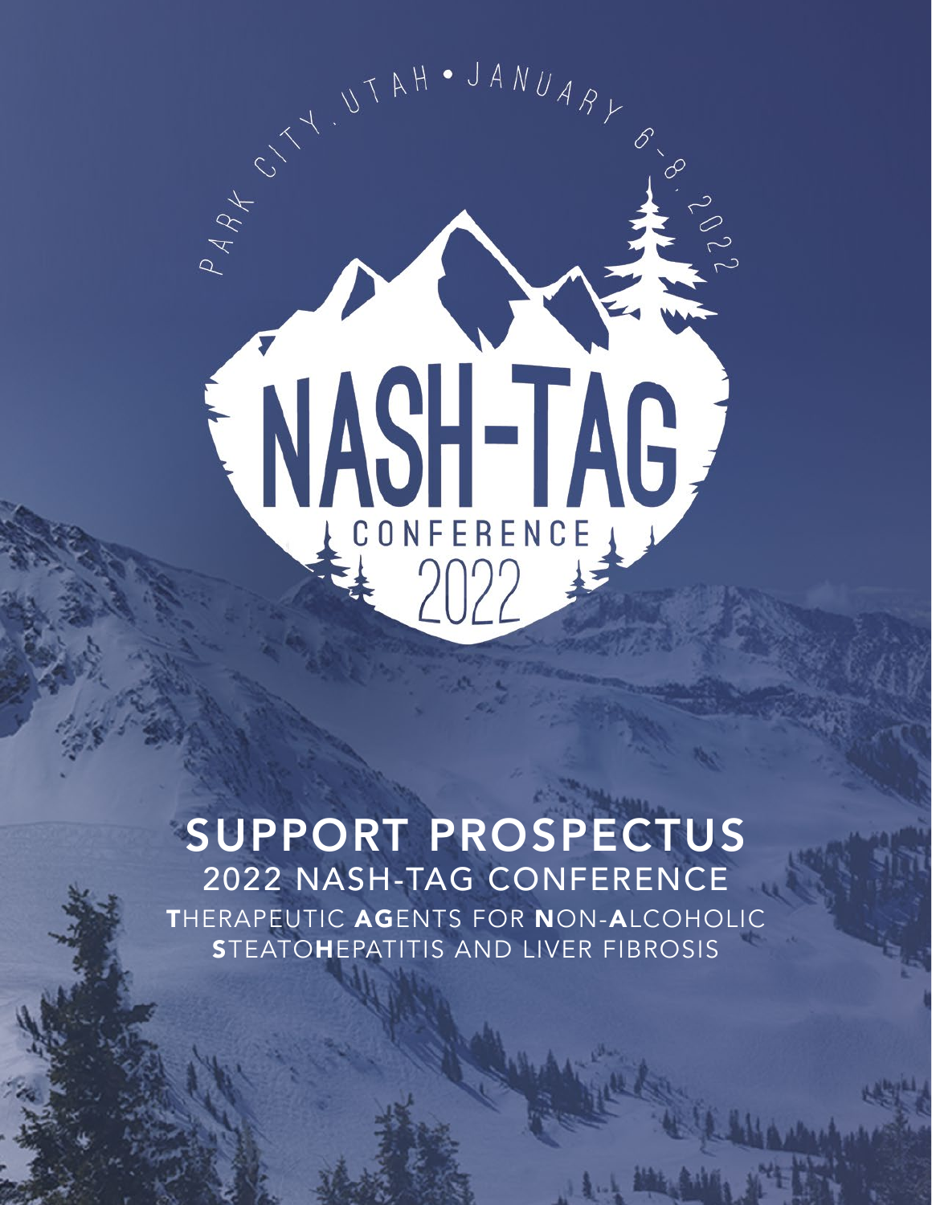PARK CITY, UTAH • JANUARY 6–8, 2022

# NASH-TAG CONFERENCE 2022

# SUPPORT PROSPECTUS

## 2022 NASH-TAG CONFERENCE

**T**HERAPEUTIC **AG**ENTS FOR **N**ON-**A**LCOHOLIC **S**TEATO**H**EPATITIS AND LIVER FIBROSIS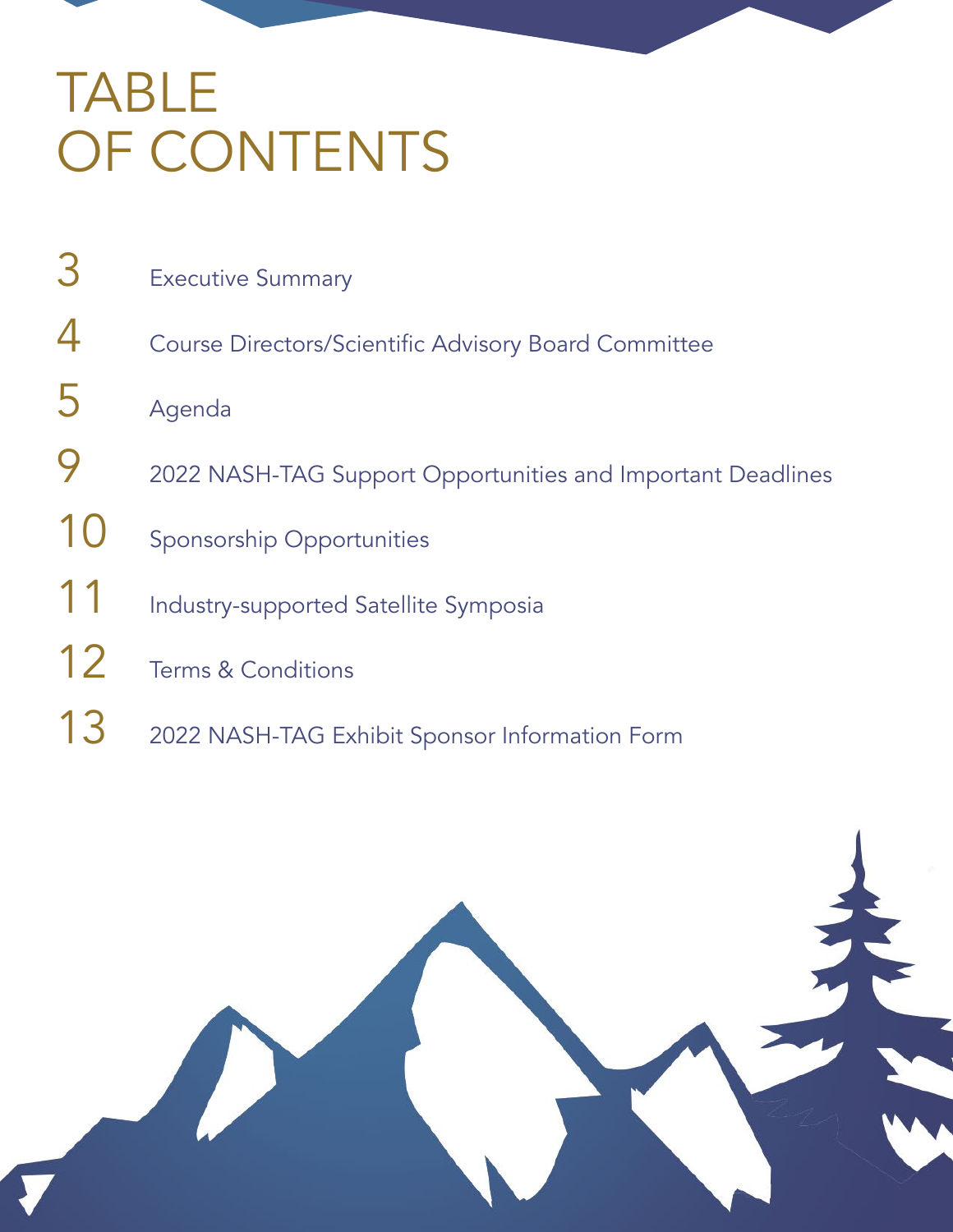# TABLE OF CONTENTS

| | |
|---|---|
| 3 | Executive Summary |
| 4 | Course Directors/Scientific Advisory Board Committee |
| 5 | Agenda |
| 9 | 2022 NASH-TAG Support Opportunities and Important Deadlines |
| 10 | Sponsorship Opportunities |
| 11 | Industry-supported Satellite Symposia |
| 12 | Terms & Conditions |
| 13 | 2022 NASH-TAG Exhibit Sponsor Information Form |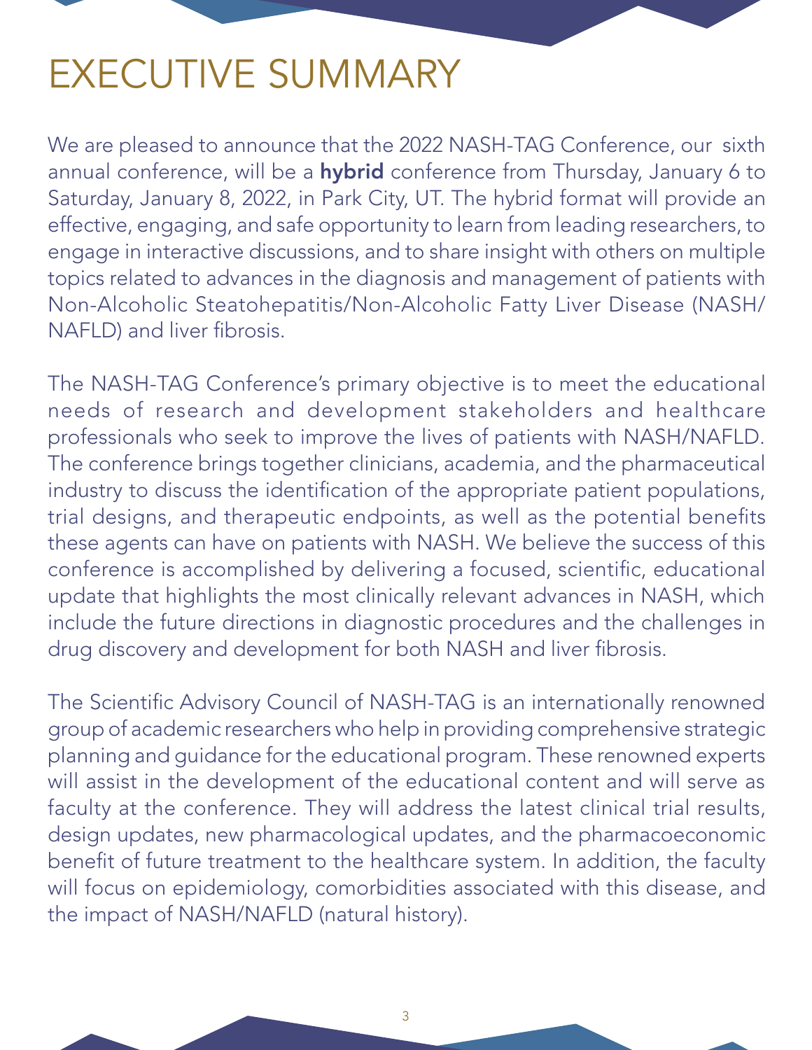# EXECUTIVE SUMMARY

We are pleased to announce that the 2022 NASH-TAG Conference, our sixth annual conference, will be a **hybrid** conference from Thursday, January 6 to Saturday, January 8, 2022, in Park City, UT. The hybrid format will provide an effective, engaging, and safe opportunity to learn from leading researchers, to engage in interactive discussions, and to share insight with others on multiple topics related to advances in the diagnosis and management of patients with Non-Alcoholic Steatohepatitis/Non-Alcoholic Fatty Liver Disease (NASH/NAFLD) and liver fibrosis.

The NASH-TAG Conference's primary objective is to meet the educational needs of research and development stakeholders and healthcare professionals who seek to improve the lives of patients with NASH/NAFLD. The conference brings together clinicians, academia, and the pharmaceutical industry to discuss the identification of the appropriate patient populations, trial designs, and therapeutic endpoints, as well as the potential benefits these agents can have on patients with NASH. We believe the success of this conference is accomplished by delivering a focused, scientific, educational update that highlights the most clinically relevant advances in NASH, which include the future directions in diagnostic procedures and the challenges in drug discovery and development for both NASH and liver fibrosis.

The Scientific Advisory Council of NASH-TAG is an internationally renowned group of academic researchers who help in providing comprehensive strategic planning and guidance for the educational program. These renowned experts will assist in the development of the educational content and will serve as faculty at the conference. They will address the latest clinical trial results, design updates, new pharmacological updates, and the pharmacoeconomic benefit of future treatment to the healthcare system. In addition, the faculty will focus on epidemiology, comorbidities associated with this disease, and the impact of NASH/NAFLD (natural history).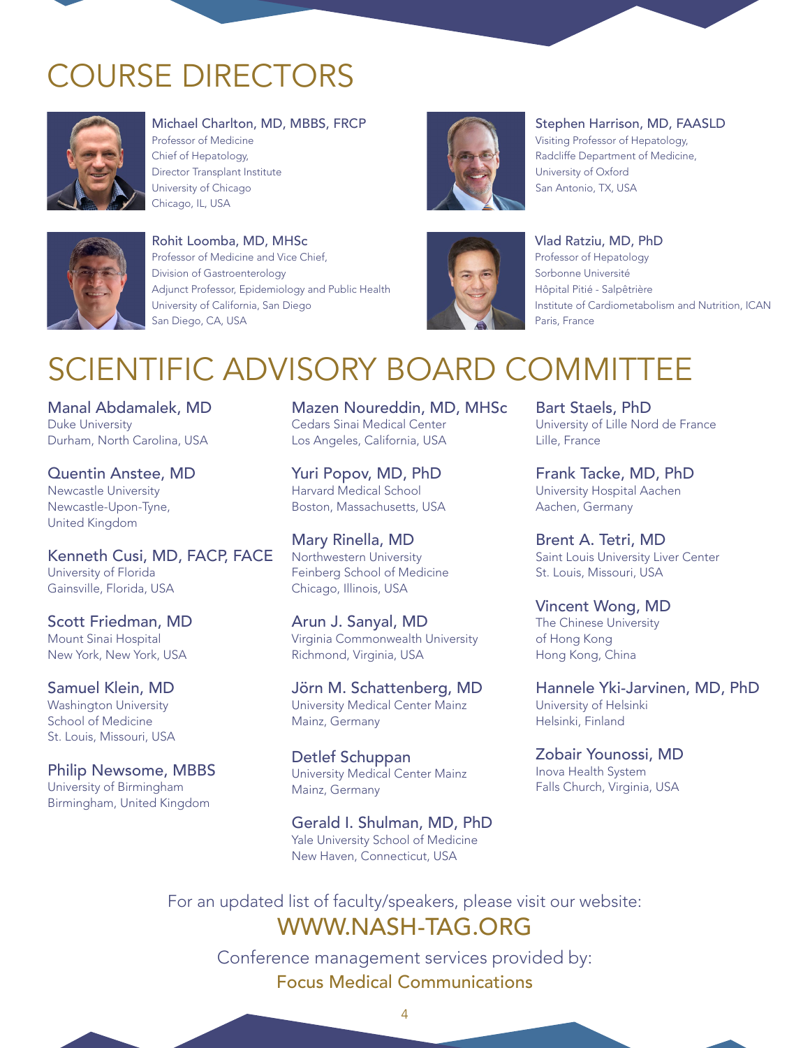# COURSE DIRECTORS

**Michael Charlton, MD, MBBS, FRCP**
Professor of Medicine
Chief of Hepatology,
Director Transplant Institute
University of Chicago
Chicago, IL, USA

**Stephen Harrison, MD, FAASLD**
Visiting Professor of Hepatology,
Radcliffe Department of Medicine,
University of Oxford
San Antonio, TX, USA

**Rohit Loomba, MD, MHSc**
Professor of Medicine and Vice Chief,
Division of Gastroenterology
Adjunct Professor, Epidemiology and Public Health
University of California, San Diego
San Diego, CA, USA

**Vlad Ratziu, MD, PhD**
Professor of Hepatology
Sorbonne Université
Hôpital Pitié - Salpêtrière
Institute of Cardiometabolism and Nutrition, ICAN
Paris, France

# SCIENTIFIC ADVISORY BOARD COMMITTEE

**Manal Abdamalek, MD**
Duke University
Durham, North Carolina, USA

**Quentin Anstee, MD**
Newcastle University
Newcastle-Upon-Tyne,
United Kingdom

**Kenneth Cusi, MD, FACP, FACE**
University of Florida
Gainsville, Florida, USA

**Scott Friedman, MD**
Mount Sinai Hospital
New York, New York, USA

**Samuel Klein, MD**
Washington University
School of Medicine
St. Louis, Missouri, USA

**Philip Newsome, MBBS**
University of Birmingham
Birmingham, United Kingdom

**Mazen Noureddin, MD, MHSc**
Cedars Sinai Medical Center
Los Angeles, California, USA

**Yuri Popov, MD, PhD**
Harvard Medical School
Boston, Massachusetts, USA

**Mary Rinella, MD**
Northwestern University
Feinberg School of Medicine
Chicago, Illinois, USA

**Arun J. Sanyal, MD**
Virginia Commonwealth University
Richmond, Virginia, USA

**Jörn M. Schattenberg, MD**
University Medical Center Mainz
Mainz, Germany

**Detlef Schuppan**
University Medical Center Mainz
Mainz, Germany

**Gerald I. Shulman, MD, PhD**
Yale University School of Medicine
New Haven, Connecticut, USA

**Bart Staels, PhD**
University of Lille Nord de France
Lille, France

**Frank Tacke, MD, PhD**
University Hospital Aachen
Aachen, Germany

**Brent A. Tetri, MD**
Saint Louis University Liver Center
St. Louis, Missouri, USA

**Vincent Wong, MD**
The Chinese University
of Hong Kong
Hong Kong, China

**Hannele Yki-Jarvinen, MD, PhD**
University of Helsinki
Helsinki, Finland

**Zobair Younossi, MD**
Inova Health System
Falls Church, Virginia, USA

For an updated list of faculty/speakers, please visit our website:
**WWW.NASH-TAG.ORG**

Conference management services provided by:
**Focus Medical Communications**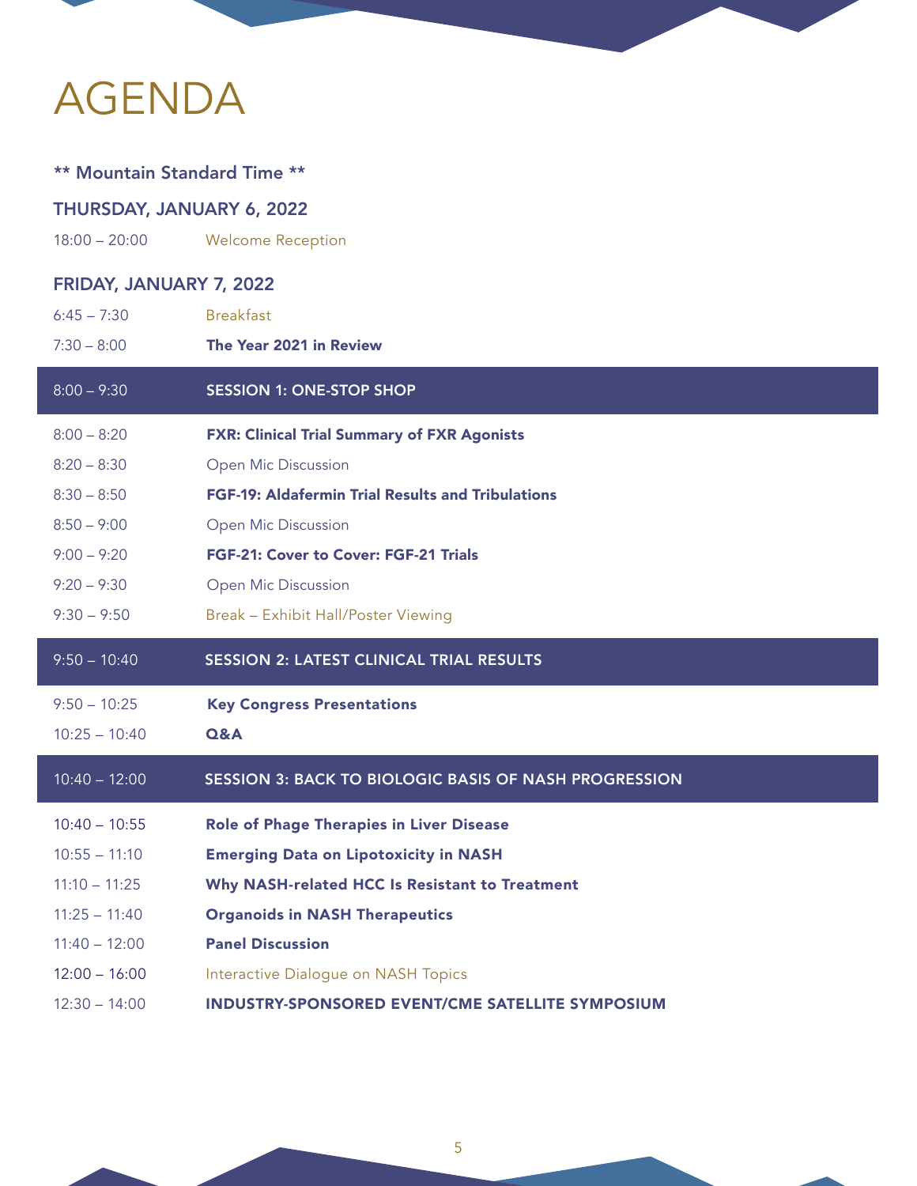# AGENDA

**\*\* Mountain Standard Time \*\***

## THURSDAY, JANUARY 6, 2022

| | |
|---|---|
| 18:00 – 20:00 | Welcome Reception |

## FRIDAY, JANUARY 7, 2022

| | |
|---|---|
| 6:45 – 7:30 | Breakfast |
| 7:30 – 8:00 | **The Year 2021 in Review** |
| **8:00 – 9:30** | **SESSION 1: ONE-STOP SHOP** |
| 8:00 – 8:20 | **FXR: Clinical Trial Summary of FXR Agonists** |
| 8:20 – 8:30 | Open Mic Discussion |
| 8:30 – 8:50 | **FGF-19: Aldafermin Trial Results and Tribulations** |
| 8:50 – 9:00 | Open Mic Discussion |
| 9:00 – 9:20 | **FGF-21: Cover to Cover: FGF-21 Trials** |
| 9:20 – 9:30 | Open Mic Discussion |
| 9:30 – 9:50 | Break – Exhibit Hall/Poster Viewing |
| **9:50 – 10:40** | **SESSION 2: LATEST CLINICAL TRIAL RESULTS** |
| 9:50 – 10:25 | **Key Congress Presentations** |
| 10:25 – 10:40 | **Q&A** |
| **10:40 – 12:00** | **SESSION 3: BACK TO BIOLOGIC BASIS OF NASH PROGRESSION** |
| 10:40 – 10:55 | **Role of Phage Therapies in Liver Disease** |
| 10:55 – 11:10 | **Emerging Data on Lipotoxicity in NASH** |
| 11:10 – 11:25 | **Why NASH-related HCC Is Resistant to Treatment** |
| 11:25 – 11:40 | **Organoids in NASH Therapeutics** |
| 11:40 – 12:00 | **Panel Discussion** |
| 12:00 – 16:00 | Interactive Dialogue on NASH Topics |
| 12:30 – 14:00 | **INDUSTRY-SPONSORED EVENT/CME SATELLITE SYMPOSIUM** |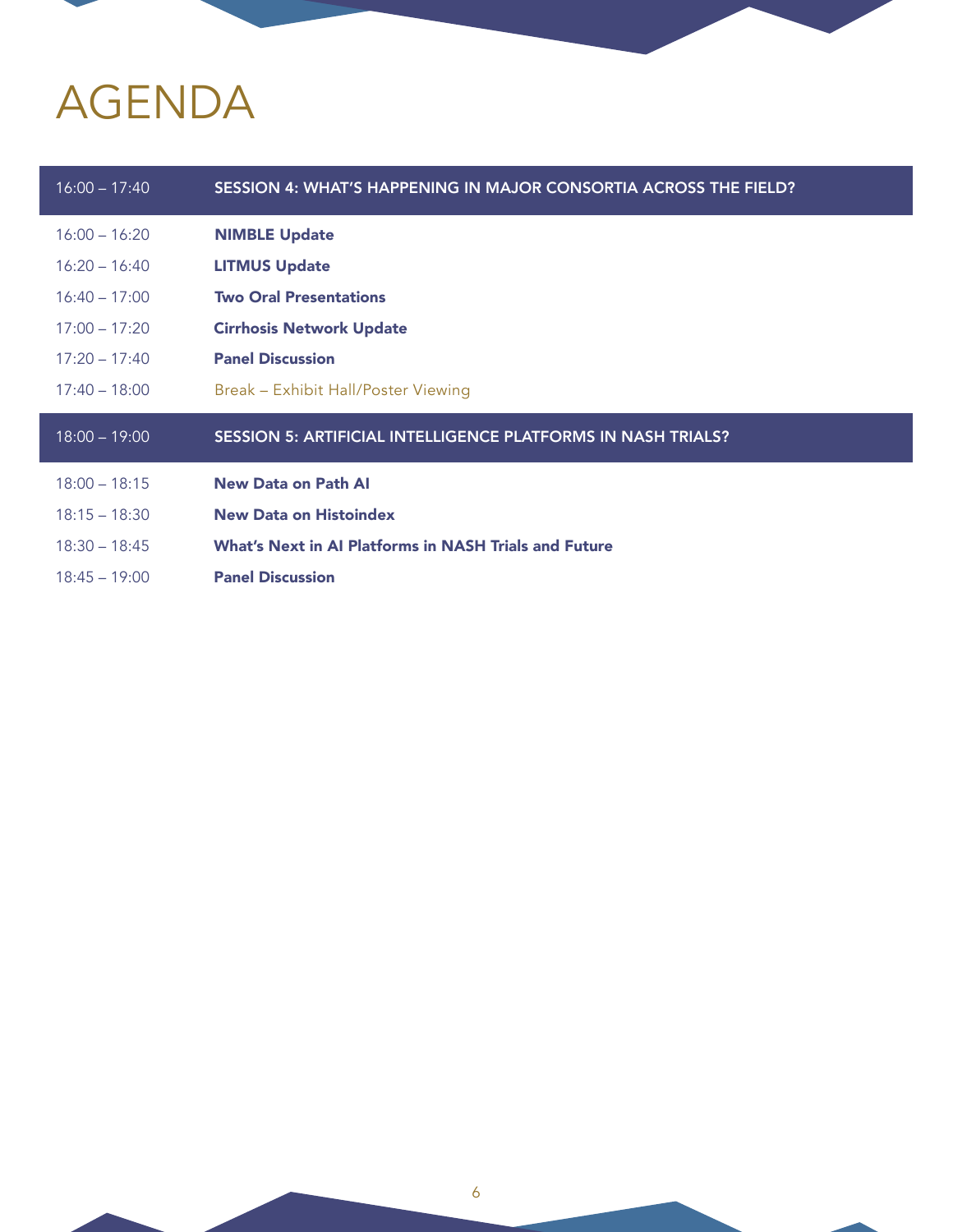# AGENDA

| 16:00 – 17:40 | SESSION 4: WHAT'S HAPPENING IN MAJOR CONSORTIA ACROSS THE FIELD? |
|---|---|
| 16:00 – 16:20 | **NIMBLE Update** |
| 16:20 – 16:40 | **LITMUS Update** |
| 16:40 – 17:00 | **Two Oral Presentations** |
| 17:00 – 17:20 | **Cirrhosis Network Update** |
| 17:20 – 17:40 | **Panel Discussion** |
| 17:40 – 18:00 | Break – Exhibit Hall/Poster Viewing |

| 18:00 – 19:00 | SESSION 5: ARTIFICIAL INTELLIGENCE PLATFORMS IN NASH TRIALS? |
|---|---|
| 18:00 – 18:15 | **New Data on Path AI** |
| 18:15 – 18:30 | **New Data on Histoindex** |
| 18:30 – 18:45 | **What's Next in AI Platforms in NASH Trials and Future** |
| 18:45 – 19:00 | **Panel Discussion** |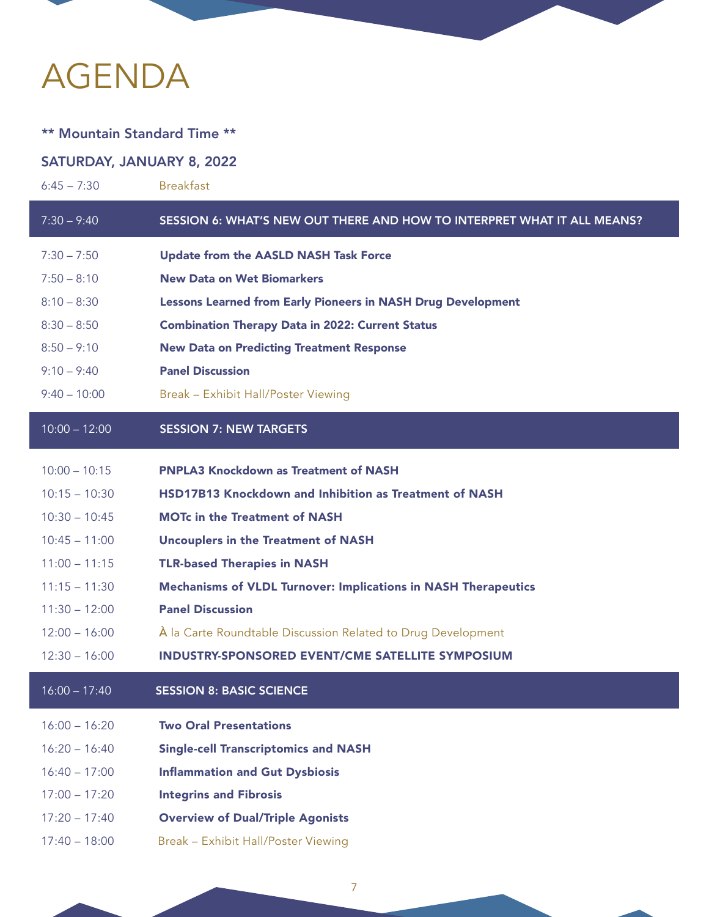# AGENDA

**\*\* Mountain Standard Time \*\***

## SATURDAY, JANUARY 8, 2022

| Time | Event |
| --- | --- |
| 6:45 – 7:30 | Breakfast |
| **7:30 – 9:40** | **SESSION 6: WHAT'S NEW OUT THERE AND HOW TO INTERPRET WHAT IT ALL MEANS?** |
| 7:30 – 7:50 | **Update from the AASLD NASH Task Force** |
| 7:50 – 8:10 | **New Data on Wet Biomarkers** |
| 8:10 – 8:30 | **Lessons Learned from Early Pioneers in NASH Drug Development** |
| 8:30 – 8:50 | **Combination Therapy Data in 2022: Current Status** |
| 8:50 – 9:10 | **New Data on Predicting Treatment Response** |
| 9:10 – 9:40 | **Panel Discussion** |
| 9:40 – 10:00 | Break – Exhibit Hall/Poster Viewing |
| **10:00 – 12:00** | **SESSION 7: NEW TARGETS** |
| 10:00 – 10:15 | **PNPLA3 Knockdown as Treatment of NASH** |
| 10:15 – 10:30 | **HSD17B13 Knockdown and Inhibition as Treatment of NASH** |
| 10:30 – 10:45 | **MOTc in the Treatment of NASH** |
| 10:45 – 11:00 | **Uncouplers in the Treatment of NASH** |
| 11:00 – 11:15 | **TLR-based Therapies in NASH** |
| 11:15 – 11:30 | **Mechanisms of VLDL Turnover: Implications in NASH Therapeutics** |
| 11:30 – 12:00 | **Panel Discussion** |
| 12:00 – 16:00 | À la Carte Roundtable Discussion Related to Drug Development |
| 12:30 – 16:00 | **INDUSTRY-SPONSORED EVENT/CME SATELLITE SYMPOSIUM** |
| **16:00 – 17:40** | **SESSION 8: BASIC SCIENCE** |
| 16:00 – 16:20 | **Two Oral Presentations** |
| 16:20 – 16:40 | **Single-cell Transcriptomics and NASH** |
| 16:40 – 17:00 | **Inflammation and Gut Dysbiosis** |
| 17:00 – 17:20 | **Integrins and Fibrosis** |
| 17:20 – 17:40 | **Overview of Dual/Triple Agonists** |
| 17:40 – 18:00 | Break – Exhibit Hall/Poster Viewing |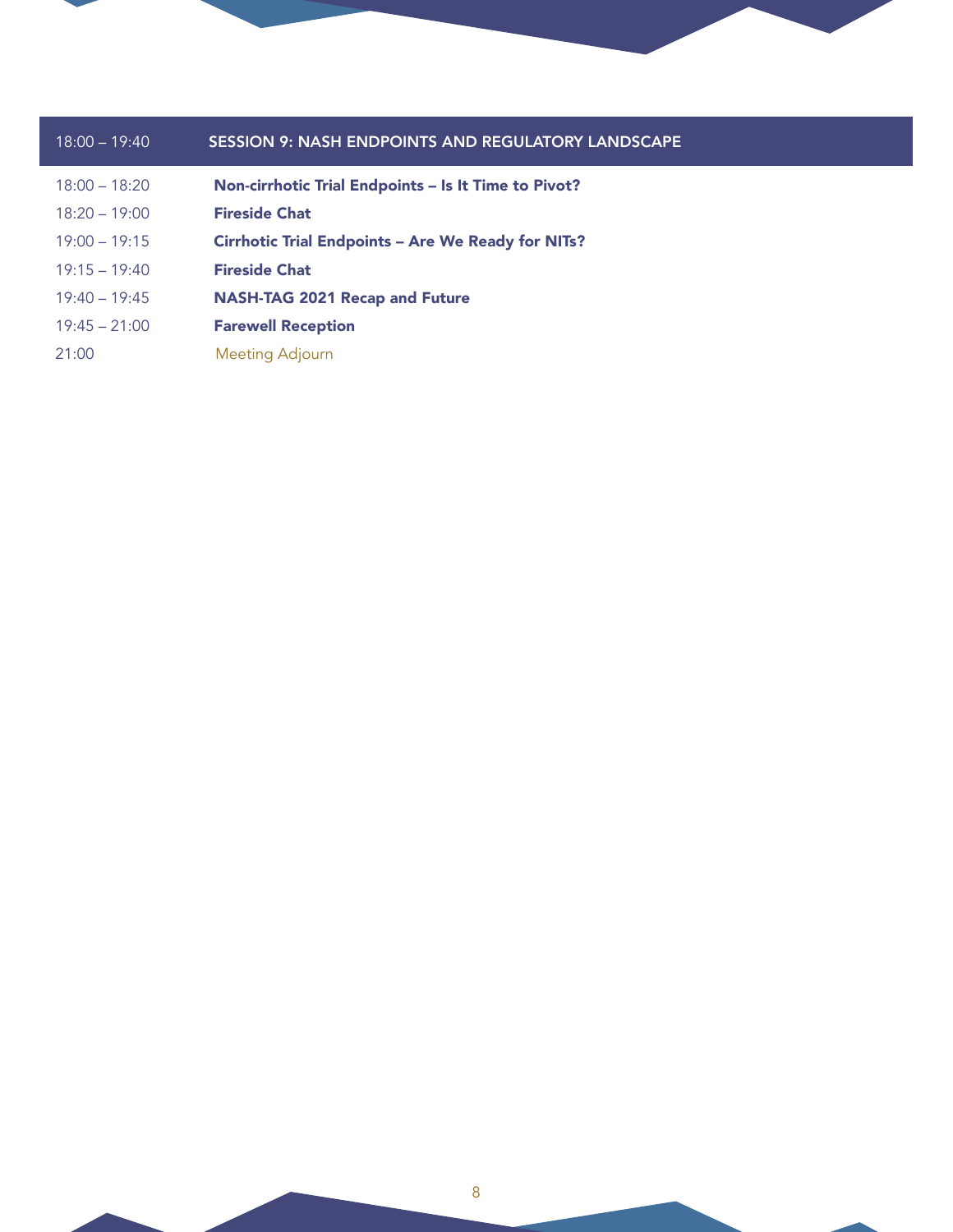| 18:00 – 19:40 | **SESSION 9: NASH ENDPOINTS AND REGULATORY LANDSCAPE** |
|---|---|
| 18:00 – 18:20 | **Non-cirrhotic Trial Endpoints – Is It Time to Pivot?** |
| 18:20 – 19:00 | **Fireside Chat** |
| 19:00 – 19:15 | **Cirrhotic Trial Endpoints – Are We Ready for NITs?** |
| 19:15 – 19:40 | **Fireside Chat** |
| 19:40 – 19:45 | **NASH-TAG 2021 Recap and Future** |
| 19:45 – 21:00 | **Farewell Reception** |
| 21:00 | Meeting Adjourn |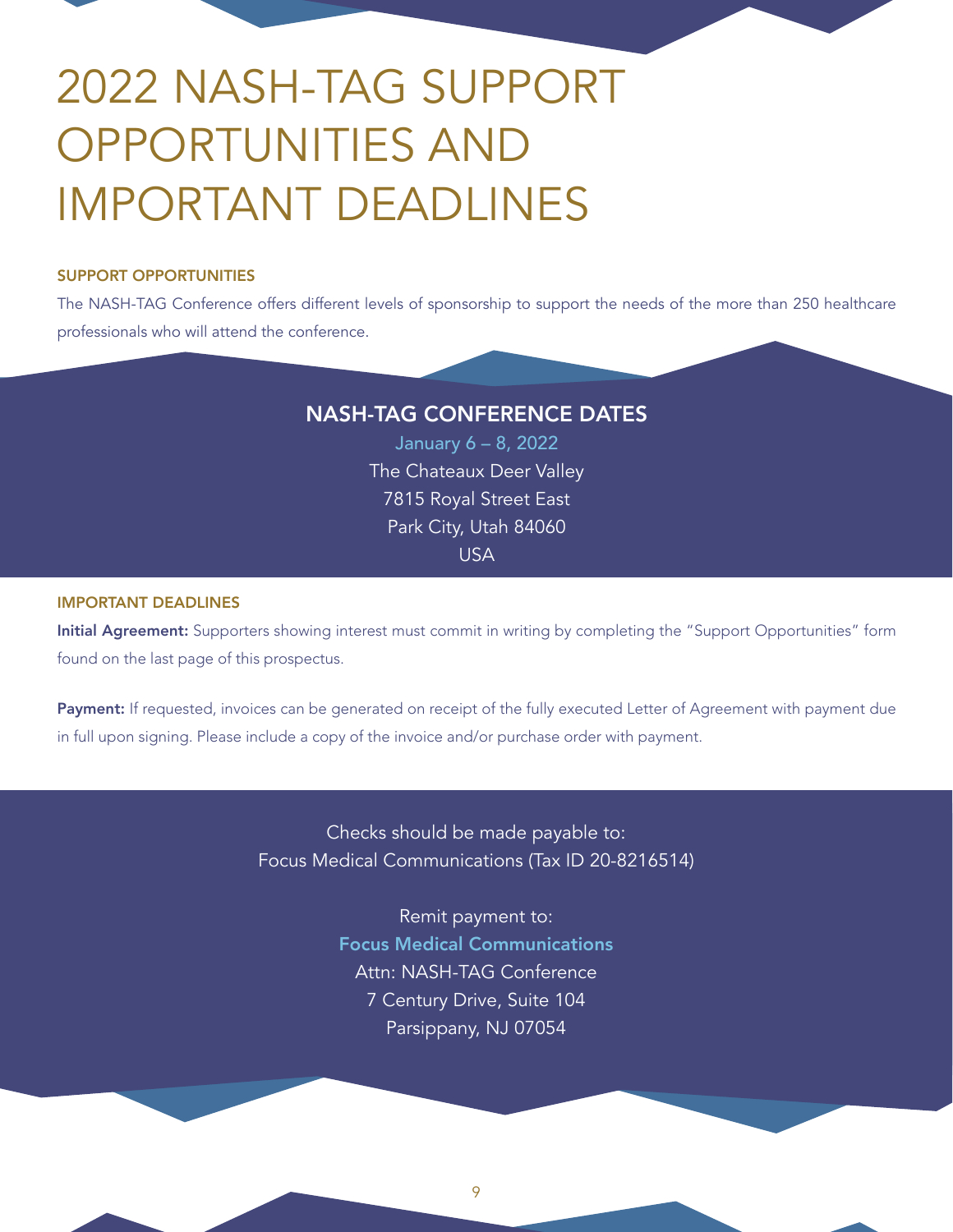# 2022 NASH-TAG SUPPORT OPPORTUNITIES AND IMPORTANT DEADLINES

## SUPPORT OPPORTUNITIES

The NASH-TAG Conference offers different levels of sponsorship to support the needs of the more than 250 healthcare professionals who will attend the conference.

## NASH-TAG CONFERENCE DATES

January 6 – 8, 2022
The Chateaux Deer Valley
7815 Royal Street East
Park City, Utah 84060
USA

## IMPORTANT DEADLINES

**Initial Agreement:** Supporters showing interest must commit in writing by completing the "Support Opportunities" form found on the last page of this prospectus.

**Payment:** If requested, invoices can be generated on receipt of the fully executed Letter of Agreement with payment due in full upon signing. Please include a copy of the invoice and/or purchase order with payment.

Checks should be made payable to:
Focus Medical Communications (Tax ID 20-8216514)

Remit payment to:
**Focus Medical Communications**
Attn: NASH-TAG Conference
7 Century Drive, Suite 104
Parsippany, NJ 07054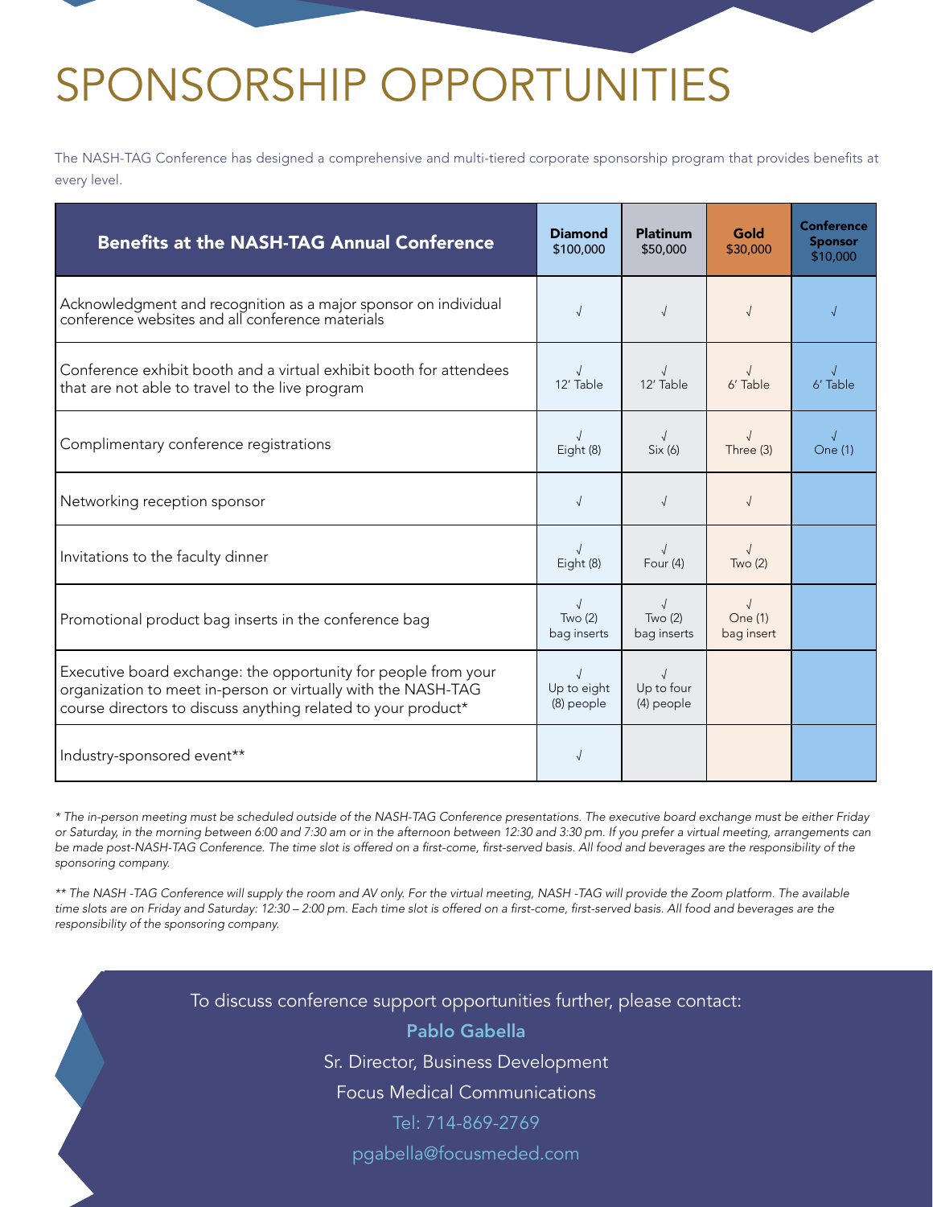# SPONSORSHIP OPPORTUNITIES

The NASH-TAG Conference has designed a comprehensive and multi-tiered corporate sponsorship program that provides benefits at every level.

| Benefits at the NASH-TAG Annual Conference | Diamond $100,000 | Platinum $50,000 | Gold $30,000 | Conference Sponsor $10,000 |
|---|---|---|---|---|
| Acknowledgment and recognition as a major sponsor on individual conference websites and all conference materials | √ | √ | √ | √ |
| Conference exhibit booth and a virtual exhibit booth for attendees that are not able to travel to the live program | √ 12' Table | √ 12' Table | √ 6' Table | √ 6' Table |
| Complimentary conference registrations | √ Eight (8) | √ Six (6) | √ Three (3) | √ One (1) |
| Networking reception sponsor | √ | √ | √ | |
| Invitations to the faculty dinner | √ Eight (8) | √ Four (4) | √ Two (2) | |
| Promotional product bag inserts in the conference bag | √ Two (2) bag inserts | √ Two (2) bag inserts | √ One (1) bag insert | |
| Executive board exchange: the opportunity for people from your organization to meet in-person or virtually with the NASH-TAG course directors to discuss anything related to your product* | √ Up to eight (8) people | √ Up to four (4) people | | |
| Industry-sponsored event** | √ | | | |

*\* The in-person meeting must be scheduled outside of the NASH-TAG Conference presentations. The executive board exchange must be either Friday or Saturday, in the morning between 6:00 and 7:30 am or in the afternoon between 12:30 and 3:30 pm. If you prefer a virtual meeting, arrangements can be made post-NASH-TAG Conference. The time slot is offered on a first-come, first-served basis. All food and beverages are the responsibility of the sponsoring company.*

*\*\* The NASH -TAG Conference will supply the room and AV only. For the virtual meeting, NASH -TAG will provide the Zoom platform. The available time slots are on Friday and Saturday: 12:30 – 2:00 pm. Each time slot is offered on a first-come, first-served basis. All food and beverages are the responsibility of the sponsoring company.*

To discuss conference support opportunities further, please contact:

**Pablo Gabella**

Sr. Director, Business Development

Focus Medical Communications

Tel: 714-869-2769

pgabella@focusmeded.com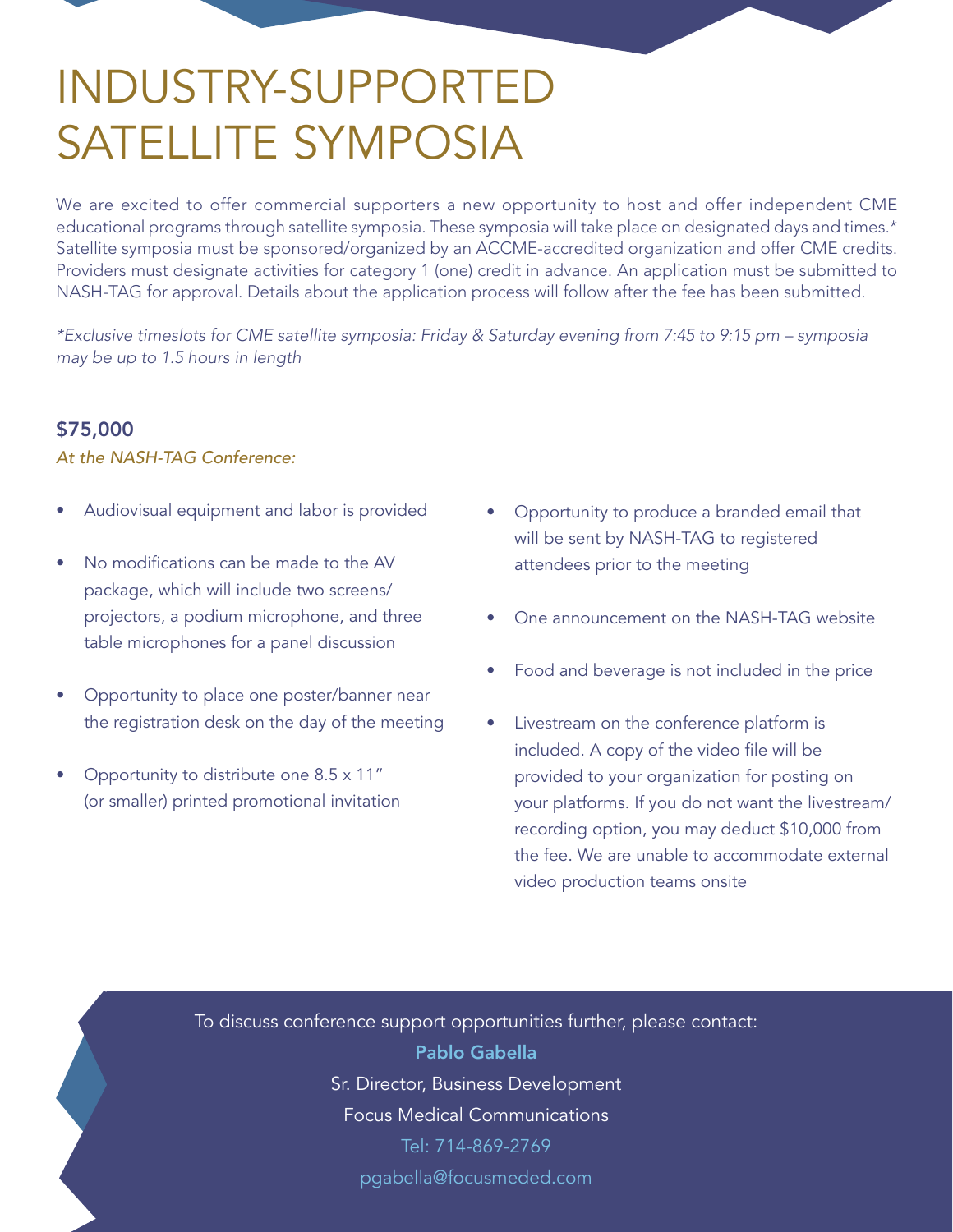# INDUSTRY-SUPPORTED SATELLITE SYMPOSIA

We are excited to offer commercial supporters a new opportunity to host and offer independent CME educational programs through satellite symposia. These symposia will take place on designated days and times.* Satellite symposia must be sponsored/organized by an ACCME-accredited organization and offer CME credits. Providers must designate activities for category 1 (one) credit in advance. An application must be submitted to NASH-TAG for approval. Details about the application process will follow after the fee has been submitted.

*\*Exclusive timeslots for CME satellite symposia: Friday & Saturday evening from 7:45 to 9:15 pm – symposia may be up to 1.5 hours in length*

### $75,000

*At the NASH-TAG Conference:*

- Audiovisual equipment and labor is provided
- No modifications can be made to the AV package, which will include two screens/projectors, a podium microphone, and three table microphones for a panel discussion
- Opportunity to place one poster/banner near the registration desk on the day of the meeting
- Opportunity to distribute one 8.5 x 11" (or smaller) printed promotional invitation
- Opportunity to produce a branded email that will be sent by NASH-TAG to registered attendees prior to the meeting
- One announcement on the NASH-TAG website
- Food and beverage is not included in the price
- Livestream on the conference platform is included. A copy of the video file will be provided to your organization for posting on your platforms. If you do not want the livestream/recording option, you may deduct $10,000 from the fee. We are unable to accommodate external video production teams onsite

To discuss conference support opportunities further, please contact:

**Pablo Gabella**

Sr. Director, Business Development

Focus Medical Communications

Tel: 714-869-2769

pgabella@focusmeded.com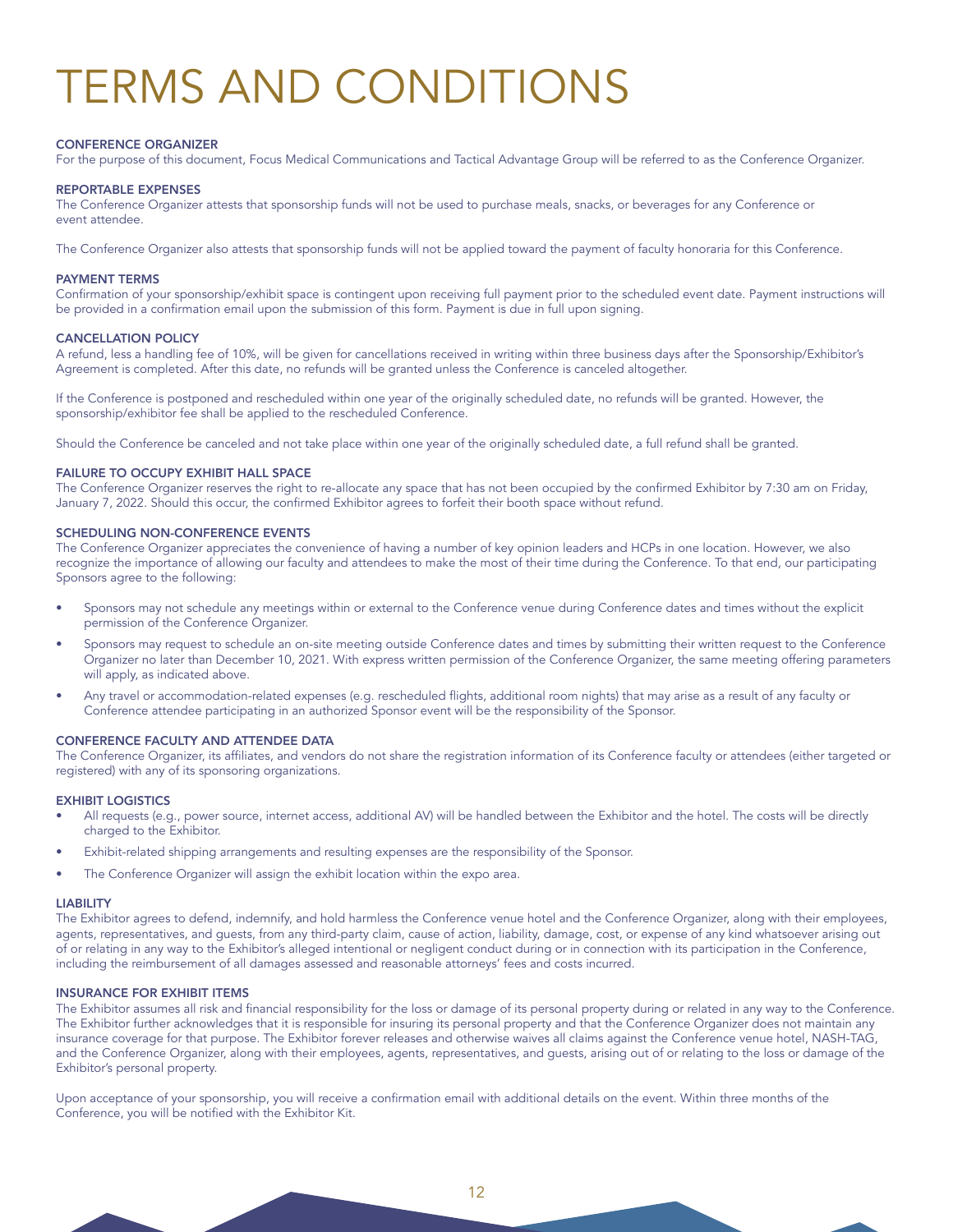# TERMS AND CONDITIONS

### CONFERENCE ORGANIZER

For the purpose of this document, Focus Medical Communications and Tactical Advantage Group will be referred to as the Conference Organizer.

### REPORTABLE EXPENSES

The Conference Organizer attests that sponsorship funds will not be used to purchase meals, snacks, or beverages for any Conference or event attendee.

The Conference Organizer also attests that sponsorship funds will not be applied toward the payment of faculty honoraria for this Conference.

### PAYMENT TERMS

Confirmation of your sponsorship/exhibit space is contingent upon receiving full payment prior to the scheduled event date. Payment instructions will be provided in a confirmation email upon the submission of this form. Payment is due in full upon signing.

### CANCELLATION POLICY

A refund, less a handling fee of 10%, will be given for cancellations received in writing within three business days after the Sponsorship/Exhibitor's Agreement is completed. After this date, no refunds will be granted unless the Conference is canceled altogether.

If the Conference is postponed and rescheduled within one year of the originally scheduled date, no refunds will be granted. However, the sponsorship/exhibitor fee shall be applied to the rescheduled Conference.

Should the Conference be canceled and not take place within one year of the originally scheduled date, a full refund shall be granted.

### FAILURE TO OCCUPY EXHIBIT HALL SPACE

The Conference Organizer reserves the right to re-allocate any space that has not been occupied by the confirmed Exhibitor by 7:30 am on Friday, January 7, 2022. Should this occur, the confirmed Exhibitor agrees to forfeit their booth space without refund.

### SCHEDULING NON-CONFERENCE EVENTS

The Conference Organizer appreciates the convenience of having a number of key opinion leaders and HCPs in one location. However, we also recognize the importance of allowing our faculty and attendees to make the most of their time during the Conference. To that end, our participating Sponsors agree to the following:

- Sponsors may not schedule any meetings within or external to the Conference venue during Conference dates and times without the explicit permission of the Conference Organizer.
- Sponsors may request to schedule an on-site meeting outside Conference dates and times by submitting their written request to the Conference Organizer no later than December 10, 2021. With express written permission of the Conference Organizer, the same meeting offering parameters will apply, as indicated above.
- Any travel or accommodation-related expenses (e.g. rescheduled flights, additional room nights) that may arise as a result of any faculty or Conference attendee participating in an authorized Sponsor event will be the responsibility of the Sponsor.

### CONFERENCE FACULTY AND ATTENDEE DATA

The Conference Organizer, its affiliates, and vendors do not share the registration information of its Conference faculty or attendees (either targeted or registered) with any of its sponsoring organizations.

### EXHIBIT LOGISTICS

- All requests (e.g., power source, internet access, additional AV) will be handled between the Exhibitor and the hotel. The costs will be directly charged to the Exhibitor.
- Exhibit-related shipping arrangements and resulting expenses are the responsibility of the Sponsor.
- The Conference Organizer will assign the exhibit location within the expo area.

### LIABILITY

The Exhibitor agrees to defend, indemnify, and hold harmless the Conference venue hotel and the Conference Organizer, along with their employees, agents, representatives, and guests, from any third-party claim, cause of action, liability, damage, cost, or expense of any kind whatsoever arising out of or relating in any way to the Exhibitor's alleged intentional or negligent conduct during or in connection with its participation in the Conference, including the reimbursement of all damages assessed and reasonable attorneys' fees and costs incurred.

### INSURANCE FOR EXHIBIT ITEMS

The Exhibitor assumes all risk and financial responsibility for the loss or damage of its personal property during or related in any way to the Conference. The Exhibitor further acknowledges that it is responsible for insuring its personal property and that the Conference Organizer does not maintain any insurance coverage for that purpose. The Exhibitor forever releases and otherwise waives all claims against the Conference venue hotel, NASH-TAG, and the Conference Organizer, along with their employees, agents, representatives, and guests, arising out of or relating to the loss or damage of the Exhibitor's personal property.

Upon acceptance of your sponsorship, you will receive a confirmation email with additional details on the event. Within three months of the Conference, you will be notified with the Exhibitor Kit.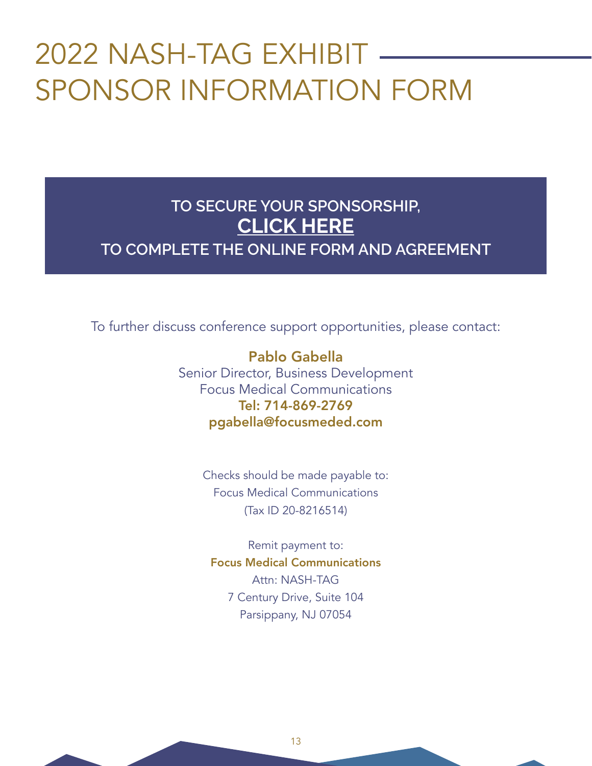# 2022 NASH-TAG EXHIBIT SPONSOR INFORMATION FORM

**TO SECURE YOUR SPONSORSHIP,**

**CLICK HERE**

**TO COMPLETE THE ONLINE FORM AND AGREEMENT**

To further discuss conference support opportunities, please contact:

**Pablo Gabella**
Senior Director, Business Development
Focus Medical Communications
**Tel: 714-869-2769**
**pgabella@focusmeded.com**

Checks should be made payable to:
Focus Medical Communications
(Tax ID 20-8216514)

Remit payment to:
**Focus Medical Communications**
Attn: NASH-TAG
7 Century Drive, Suite 104
Parsippany, NJ 07054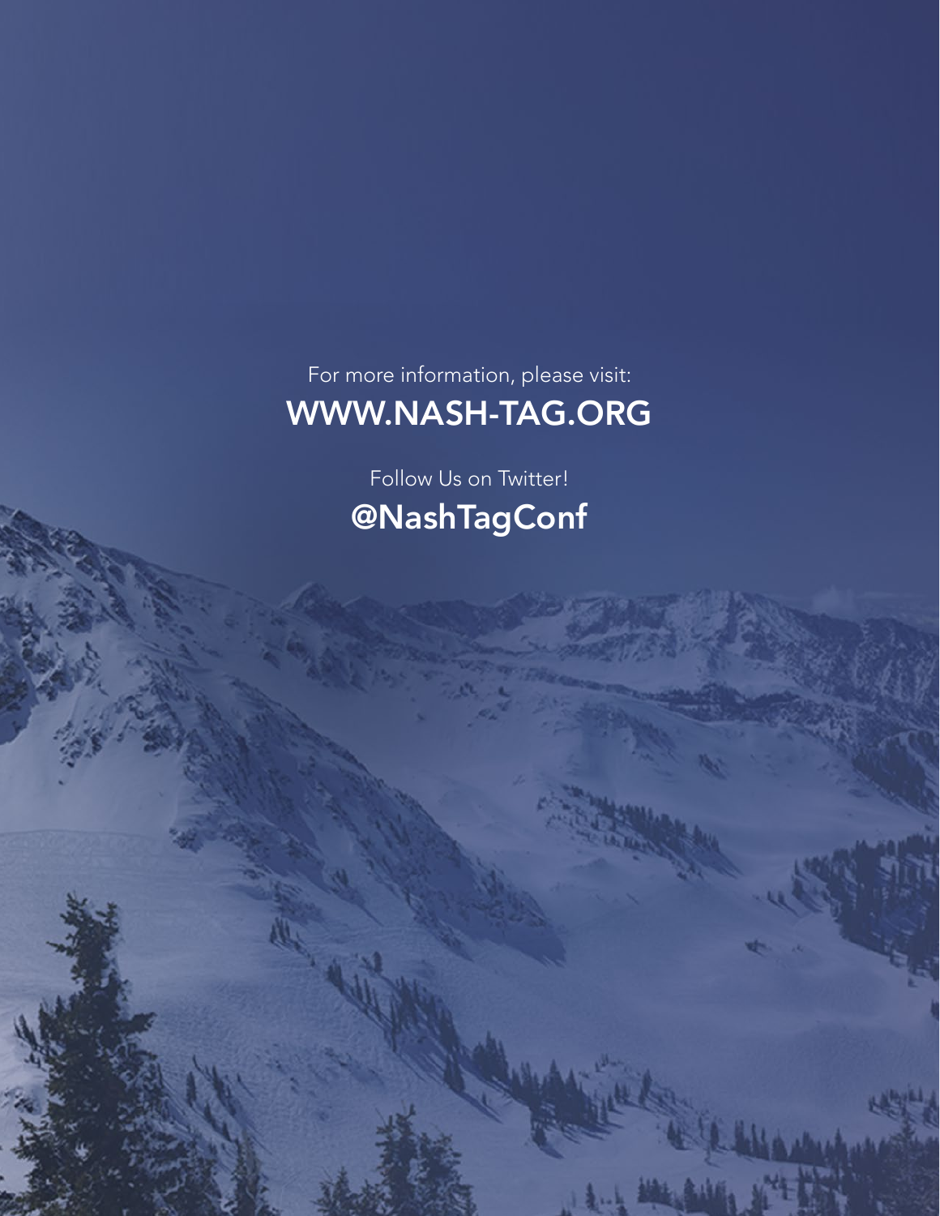For more information, please visit:

**WWW.NASH-TAG.ORG**

Follow Us on Twitter!

**@NashTagConf**